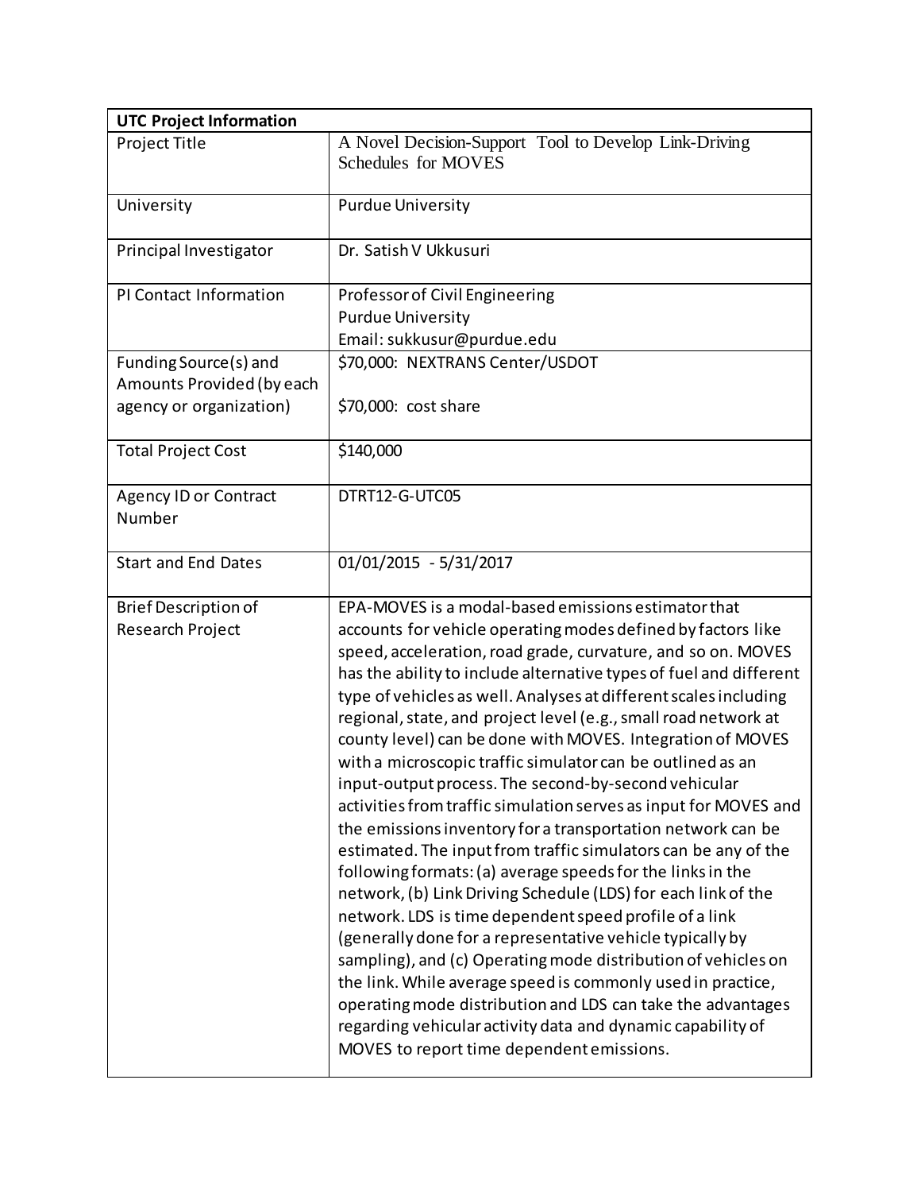| UTC Project Information | |
|---|---|
| Project Title | A Novel Decision-Support Tool to Develop Link-Driving Schedules for MOVES |
| University | Purdue University |
| Principal Investigator | Dr. Satish V Ukkusuri |
| PI Contact Information | Professor of Civil Engineering<br>Purdue University<br>Email: sukkusur@purdue.edu |
| Funding Source(s) and Amounts Provided (by each agency or organization) | \$70,000: NEXTRANS Center/USDOT<br><br>\$70,000: cost share |
| Total Project Cost | \$140,000 |
| Agency ID or Contract Number | DTRT12-G-UTC05 |
| Start and End Dates | 01/01/2015 - 5/31/2017 |
| Brief Description of Research Project | EPA-MOVES is a modal-based emissions estimator that accounts for vehicle operating modes defined by factors like speed, acceleration, road grade, curvature, and so on. MOVES has the ability to include alternative types of fuel and different type of vehicles as well. Analyses at different scales including regional, state, and project level (e.g., small road network at county level) can be done with MOVES. Integration of MOVES with a microscopic traffic simulator can be outlined as an input-output process. The second-by-second vehicular activities from traffic simulation serves as input for MOVES and the emissions inventory for a transportation network can be estimated. The input from traffic simulators can be any of the following formats: (a) average speeds for the links in the network, (b) Link Driving Schedule (LDS) for each link of the network. LDS is time dependent speed profile of a link (generally done for a representative vehicle typically by sampling), and (c) Operating mode distribution of vehicles on the link. While average speed is commonly used in practice, operating mode distribution and LDS can take the advantages regarding vehicular activity data and dynamic capability of MOVES to report time dependent emissions. |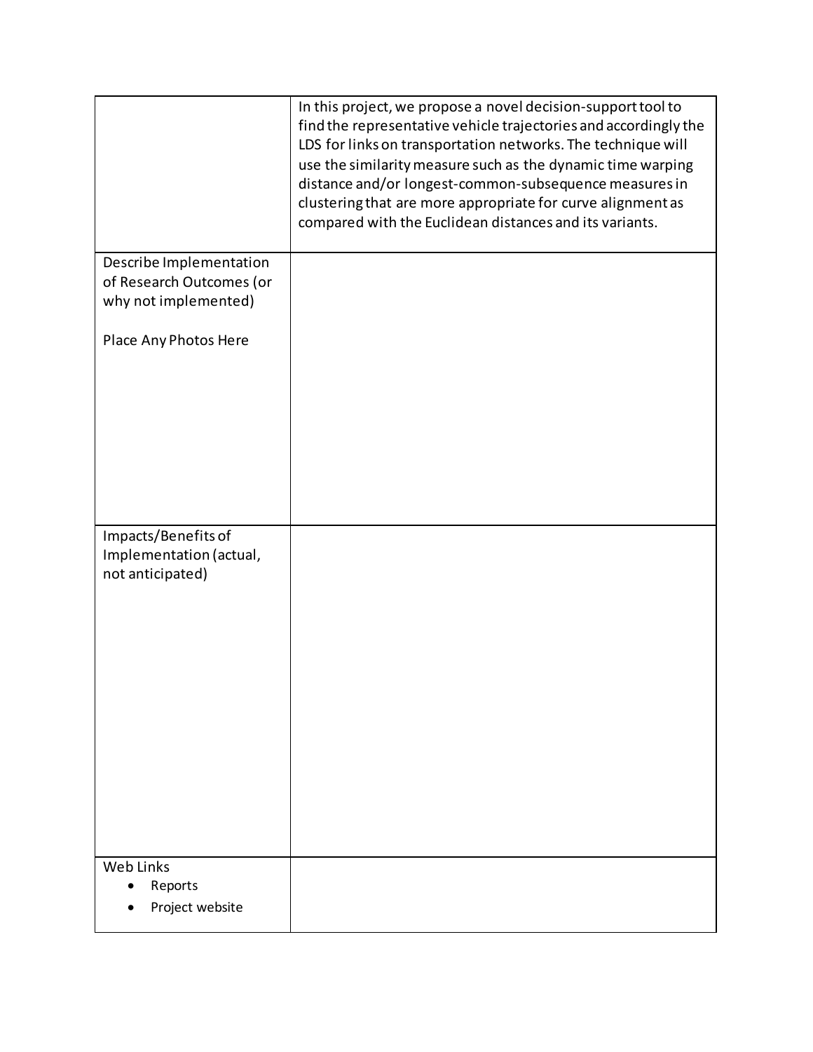| | |
|---|---|
| | In this project, we propose a novel decision-support tool to find the representative vehicle trajectories and accordingly the LDS for links on transportation networks. The technique will use the similarity measure such as the dynamic time warping distance and/or longest-common-subsequence measures in clustering that are more appropriate for curve alignment as compared with the Euclidean distances and its variants. |
| Describe Implementation of Research Outcomes (or why not implemented)<br><br>Place Any Photos Here | |
| Impacts/Benefits of Implementation (actual, not anticipated) | |
| Web Links<br>• Reports<br>• Project website | |